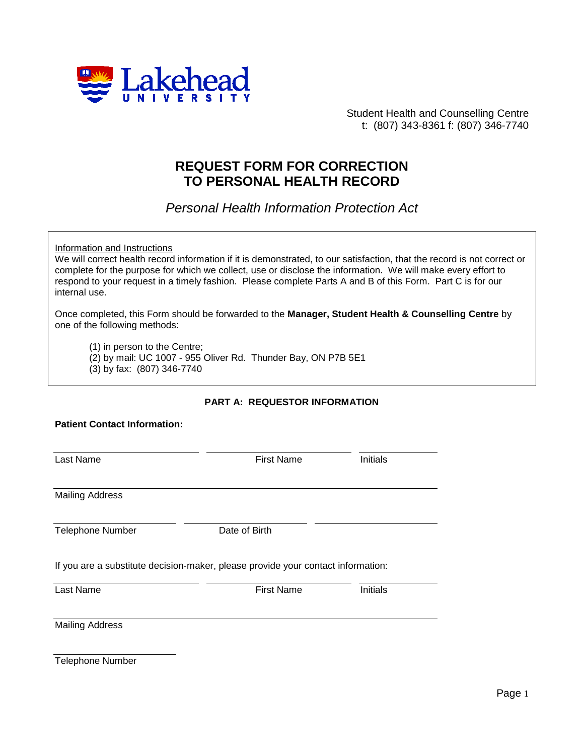Lakehead UNIVERSITY

Student Health and Counselling Centre
t: (807) 343-8361 f: (807) 346-7740

# REQUEST FORM FOR CORRECTION TO PERSONAL HEALTH RECORD

*Personal Health Information Protection Act*

Information and Instructions

We will correct health record information if it is demonstrated, to our satisfaction, that the record is not correct or complete for the purpose for which we collect, use or disclose the information. We will make every effort to respond to your request in a timely fashion. Please complete Parts A and B of this Form. Part C is for our internal use.

Once completed, this Form should be forwarded to the **Manager, Student Health & Counselling Centre** by one of the following methods:

(1) in person to the Centre;
(2) by mail: UC 1007 - 955 Oliver Rd. Thunder Bay, ON P7B 5E1
(3) by fax: (807) 346-7740

## PART A: REQUESTOR INFORMATION

**Patient Contact Information:**

| ______________________ | ______________________ | ______________ |
|---|---|---|
| Last Name | First Name | Initials |

______________________________________________
Mailing Address

| ______________________ | ______________________ | ______________________ |
|---|---|---|
| Telephone Number | Date of Birth | |

If you are a substitute decision-maker, please provide your contact information:

| ______________________ | ______________________ | ______________ |
|---|---|---|
| Last Name | First Name | Initials |

______________________________________________
Mailing Address

______________________
Telephone Number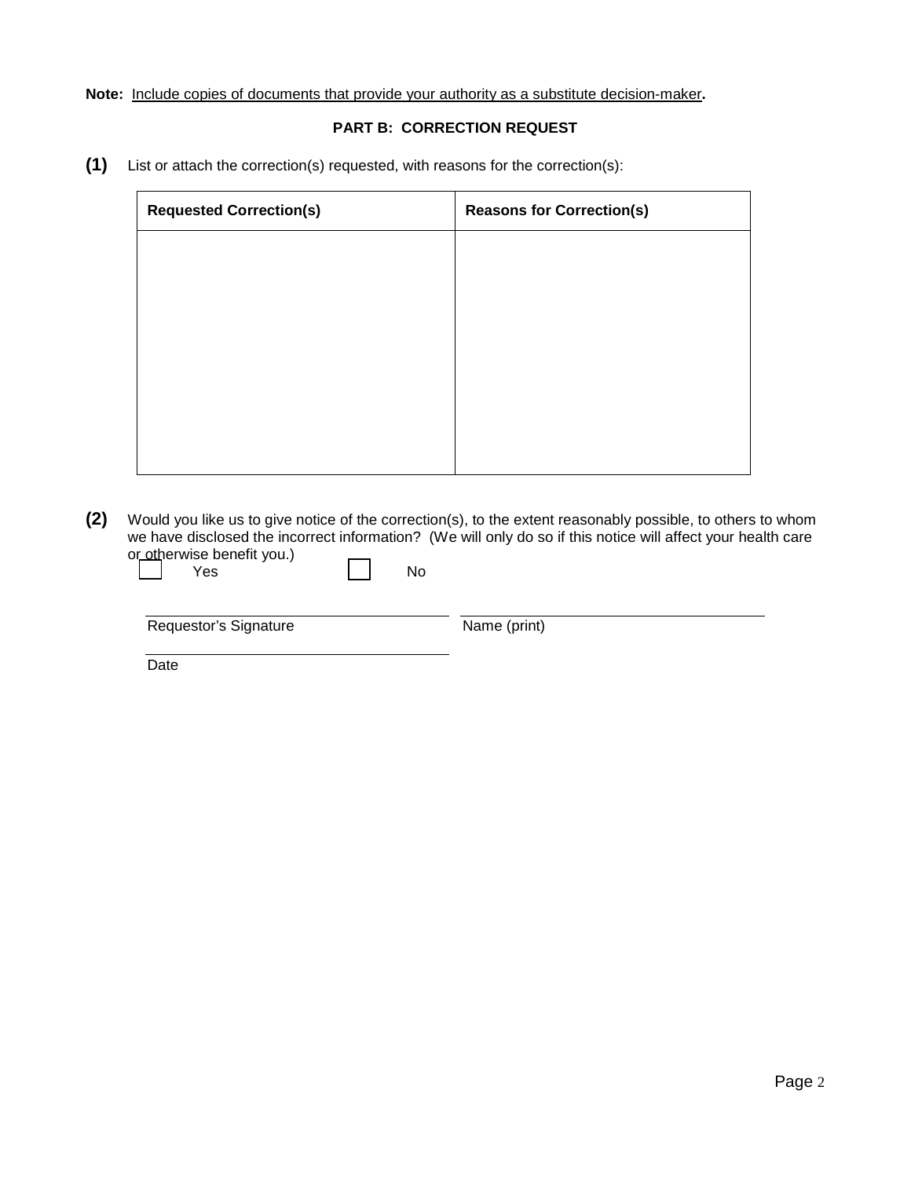**Note:** Include copies of documents that provide your authority as a substitute decision-maker**.**

## PART B: CORRECTION REQUEST

**(1)** List or attach the correction(s) requested, with reasons for the correction(s):

| Requested Correction(s) | Reasons for Correction(s) |
| --- | --- |
| | |

**(2)** Would you like us to give notice of the correction(s), to the extent reasonably possible, to others to whom we have disclosed the incorrect information? (We will only do so if this notice will affect your health care or otherwise benefit you.)

☐ Yes ☐ No

Requestor's Signature ______________________ Name (print) ______________________

Date ______________________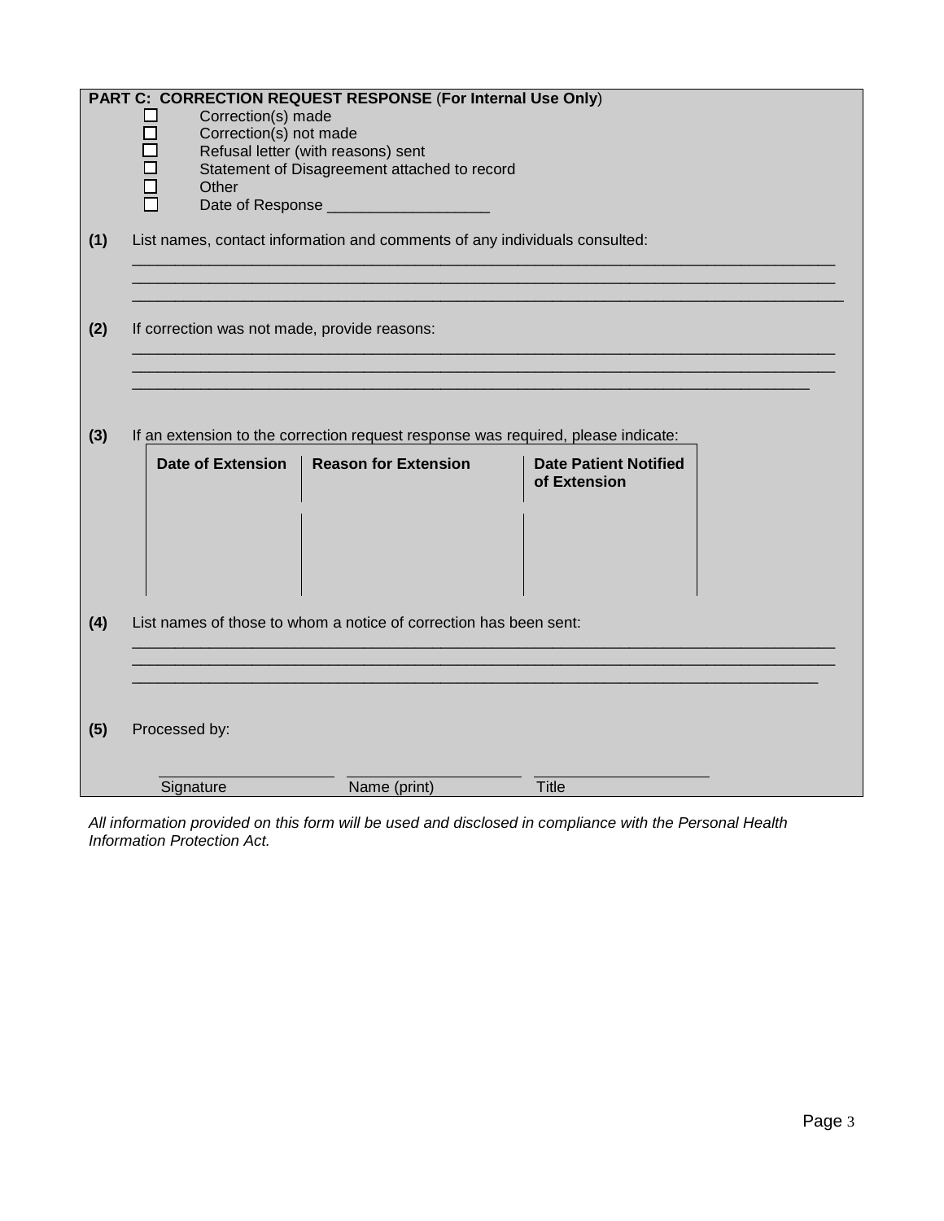**PART C: CORRECTION REQUEST RESPONSE** (**For Internal Use Only**)

- ☐ Correction(s) made
- ☐ Correction(s) not made
- ☐ Refusal letter (with reasons) sent
- ☐ Statement of Disagreement attached to record
- ☐ Other
- ☐ Date of Response ___________________

**(1)** List names, contact information and comments of any individuals consulted:

_______________________________________________________________________________

_______________________________________________________________________________

_______________________________________________________________________________

**(2)** If correction was not made, provide reasons:

_______________________________________________________________________________

_______________________________________________________________________________

_______________________________________________________________________________

**(3)** If an extension to the correction request response was required, please indicate:

| Date of Extension | Reason for Extension | Date Patient Notified of Extension |
|---|---|---|
| | | |

**(4)** List names of those to whom a notice of correction has been sent:

_______________________________________________________________________________

_______________________________________________________________________________

_______________________________________________________________________________

**(5)** Processed by:

_____________________ _____________________ _____________________

Signature Name (print) Title

*All information provided on this form will be used and disclosed in compliance with the Personal Health Information Protection Act.*